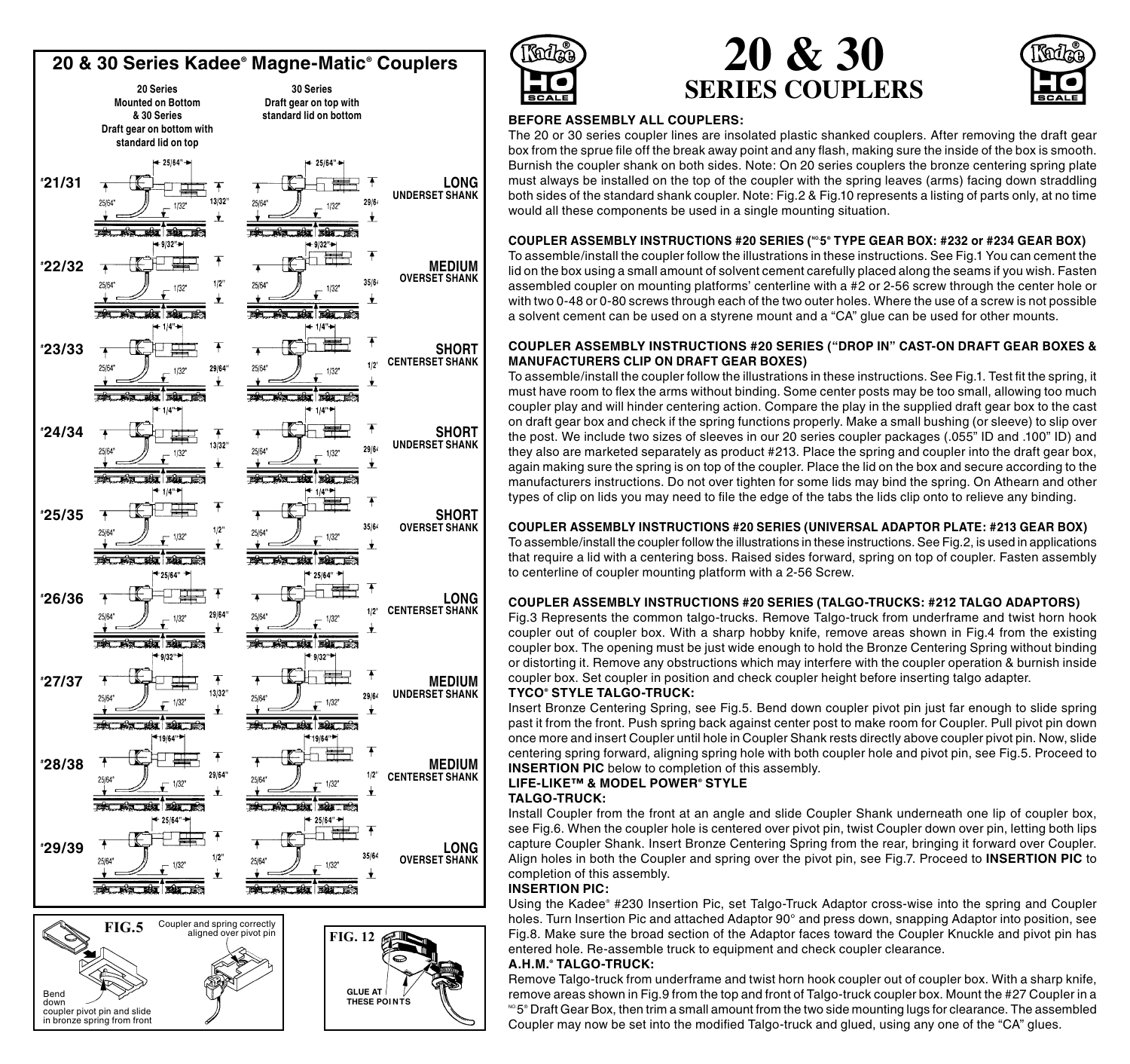## 20 & 30 Series Kadee® Magne-Matic® Couplers

| | 20 Series Mounted on Bottom & 30 Series Draft gear on bottom with standard lid on top | 30 Series Draft gear on top with standard lid on bottom | |
|---|---|---|---|
| *21/31 | 25/64" · 25/64" · 1/32" · 13/32" | 25/64" · 25/64" · 1/32" · 29/64 | LONG UNDERSET SHANK |
| *22/32 | 9/32" · 25/64" · 1/32" · 1/2" | 9/32" · 25/64" · 1/32" · 35/64 | MEDIUM OVERSET SHANK |
| *23/33 | 1/4" · 25/64" · 1/32" · 29/64" | 1/4" · 25/64" · 1/32" · 1/2" | SHORT CENTERSET SHANK |
| *24/34 | 1/4" · 25/64" · 1/32" · 13/32" | 1/4" · 25/64" · 1/32" · 29/64 | SHORT UNDERSET SHANK |
| *25/35 | 1/4" · 25/64" · 1/32" · 1/2" | 1/4" · 25/64" · 1/32" · 35/64 | SHORT OVERSET SHANK |
| *26/36 | 25/64" · 25/64" · 1/32" · 29/64" | 25/64" · 25/64" · 1/32" · 1/2" | LONG CENTERSET SHANK |
| *27/37 | 9/32" · 25/64" · 1/32" · 13/32" | 9/32" · 25/64" · 1/32" · 29/64 | MEDIUM UNDERSET SHANK |
| *28/38 | 19/64" · 25/64" · 1/32" · 29/64" | 19/64" · 25/64" · 1/32" · 1/2" | MEDIUM CENTERSET SHANK |
| *29/39 | 25/64" · 25/64" · 1/32" · 1/2" | 25/64" · 25/64" · 1/32" · 35/64 | LONG OVERSET SHANK |

**FIG.5**

Coupler and spring correctly aligned over pivot pin

Bend down coupler pivot pin and slide in bronze spring from front

**FIG. 12**

GLUE AT THESE POINTS

# 20 & 30 SERIES COUPLERS

Kadee® HO SCALE

### BEFORE ASSEMBLY ALL COUPLERS:

The 20 or 30 series coupler lines are insolated plastic shanked couplers. After removing the draft gear box from the sprue file off the break away point and any flash, making sure the inside of the box is smooth. Burnish the coupler shank on both sides. Note: On 20 series couplers the bronze centering spring plate must always be installed on the top of the coupler with the spring leaves (arms) facing down straddling both sides of the standard shank coupler. Note: Fig.2 & Fig.10 represents a listing of parts only, at no time would all these components be used in a single mounting situation.

### COUPLER ASSEMBLY INSTRUCTIONS #20 SERIES (NO.5® TYPE GEAR BOX: #232 or #234 GEAR BOX)

To assemble/install the coupler follow the illustrations in these instructions. See Fig.1 You can cement the lid on the box using a small amount of solvent cement carefully placed along the seams if you wish. Fasten assembled coupler on mounting platforms' centerline with a #2 or 2-56 screw through the center hole or with two 0-48 or 0-80 screws through each of the two outer holes. Where the use of a screw is not possible a solvent cement can be used on a styrene mount and a "CA" glue can be used for other mounts.

### COUPLER ASSEMBLY INSTRUCTIONS #20 SERIES ("DROP IN" CAST-ON DRAFT GEAR BOXES & MANUFACTURERS CLIP ON DRAFT GEAR BOXES)

To assemble/install the coupler follow the illustrations in these instructions. See Fig.1. Test fit the spring, it must have room to flex the arms without binding. Some center posts may be too small, allowing too much coupler play and will hinder centering action. Compare the play in the supplied draft gear box to the cast on draft gear box and check if the spring functions properly. Make a small bushing (or sleeve) to slip over the post. We include two sizes of sleeves in our 20 series coupler packages (.055" ID and .100" ID) and they also are marketed separately as product #213. Place the spring and coupler into the draft gear box, again making sure the spring is on top of the coupler. Place the lid on the box and secure according to the manufacturers instructions. Do not over tighten for some lids may bind the spring. On Athearn and other types of clip on lids you may need to file the edge of the tabs the lids clip onto to relieve any binding.

### COUPLER ASSEMBLY INSTRUCTIONS #20 SERIES (UNIVERSAL ADAPTOR PLATE: #213 GEAR BOX)

To assemble/install the coupler follow the illustrations in these instructions. See Fig.2, is used in applications that require a lid with a centering boss. Raised sides forward, spring on top of coupler. Fasten assembly to centerline of coupler mounting platform with a 2-56 Screw.

### COUPLER ASSEMBLY INSTRUCTIONS #20 SERIES (TALGO-TRUCKS: #212 TALGO ADAPTORS)

Fig.3 Represents the common talgo-trucks. Remove Talgo-truck from underframe and twist horn hook coupler out of coupler box. With a sharp hobby knife, remove areas shown in Fig.4 from the existing coupler box. The opening must be just wide enough to hold the Bronze Centering Spring without binding or distorting it. Remove any obstructions which may interfere with the coupler operation & burnish inside coupler box. Set coupler in position and check coupler height before inserting talgo adapter.

**TYCO® STYLE TALGO-TRUCK:**

Insert Bronze Centering Spring, see Fig.5. Bend down coupler pivot pin just far enough to slide spring past it from the front. Push spring back against center post to make room for Coupler. Pull pivot pin down once more and insert Coupler until hole in Coupler Shank rests directly above coupler pivot pin. Now, slide centering spring forward, aligning spring hole with both coupler hole and pivot pin, see Fig.5. Proceed to **INSERTION PIC** below to completion of this assembly.

**LIFE-LIKE™ & MODEL POWER® STYLE TALGO-TRUCK:**

Install Coupler from the front at an angle and slide Coupler Shank underneath one lip of coupler box, see Fig.6. When the coupler hole is centered over pivot pin, twist Coupler down over pin, letting both lips capture Coupler Shank. Insert Bronze Centering Spring from the rear, bringing it forward over Coupler. Align holes in both the Coupler and spring over the pivot pin, see Fig.7. Proceed to **INSERTION PIC** to completion of this assembly.

**INSERTION PIC:**

Using the Kadee® #230 Insertion Pic, set Talgo-Truck Adaptor cross-wise into the spring and Coupler holes. Turn Insertion Pic and attached Adaptor 90° and press down, snapping Adaptor into position, see Fig.8. Make sure the broad section of the Adaptor faces toward the Coupler Knuckle and pivot pin has entered hole. Re-assemble truck to equipment and check coupler clearance.

**A.H.M.® TALGO-TRUCK:**

Remove Talgo-truck from underframe and twist horn hook coupler out of coupler box. With a sharp knife, remove areas shown in Fig.9 from the top and front of Talgo-truck coupler box. Mount the #27 Coupler in a NO.5® Draft Gear Box, then trim a small amount from the two side mounting lugs for clearance. The assembled Coupler may now be set into the modified Talgo-truck and glued, using any one of the "CA" glues.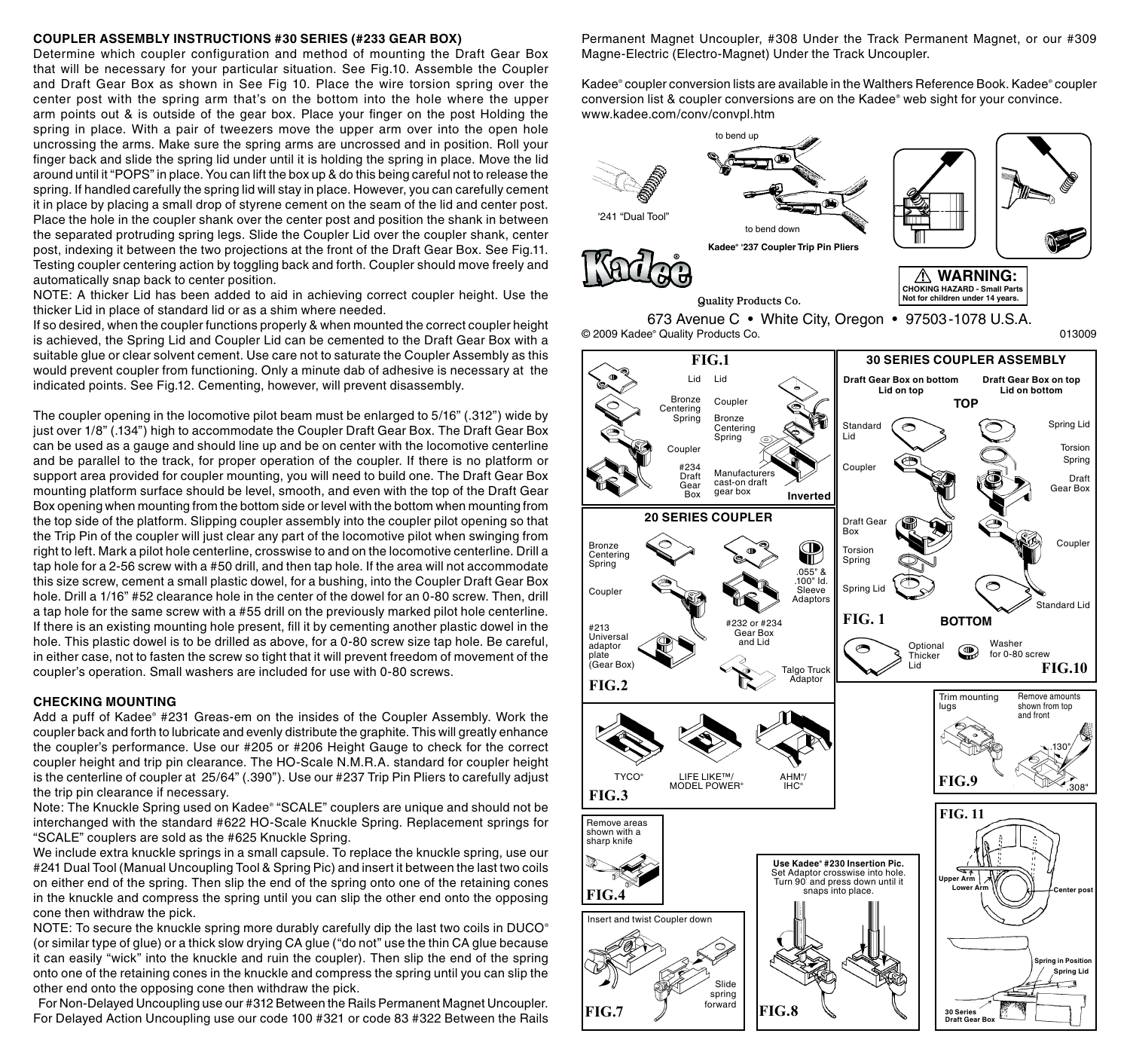## COUPLER ASSEMBLY INSTRUCTIONS #30 SERIES (#233 GEAR BOX)

Determine which coupler configuration and method of mounting the Draft Gear Box that will be necessary for your particular situation. See Fig.10. Assemble the Coupler and Draft Gear Box as shown in See Fig 10. Place the wire torsion spring over the center post with the spring arm that's on the bottom into the hole where the upper arm points out & is outside of the gear box. Place your finger on the post Holding the spring in place. With a pair of tweezers move the upper arm over into the open hole uncrossing the arms. Make sure the spring arms are uncrossed and in position. Roll your finger back and slide the spring lid under until it is holding the spring in place. Move the lid around until it "POPS" in place. You can lift the box up & do this being careful not to release the spring. If handled carefully the spring lid will stay in place. However, you can carefully cement it in place by placing a small drop of styrene cement on the seam of the lid and center post. Place the hole in the coupler shank over the center post and position the shank in between the separated protruding spring legs. Slide the Coupler Lid over the coupler shank, center post, indexing it between the two projections at the front of the Draft Gear Box. See Fig.11. Testing coupler centering action by toggling back and forth. Coupler should move freely and automatically snap back to center position.

NOTE: A thicker Lid has been added to aid in achieving correct coupler height. Use the thicker Lid in place of standard lid or as a shim where needed.

If so desired, when the coupler functions properly & when mounted the correct coupler height is achieved, the Spring Lid and Coupler Lid can be cemented to the Draft Gear Box with a suitable glue or clear solvent cement. Use care not to saturate the Coupler Assembly as this would prevent coupler from functioning. Only a minute dab of adhesive is necessary at the indicated points. See Fig.12. Cementing, however, will prevent disassembly.

The coupler opening in the locomotive pilot beam must be enlarged to 5/16" (.312") wide by just over 1/8" (.134") high to accommodate the Coupler Draft Gear Box. The Draft Gear Box can be used as a gauge and should line up and be on center with the locomotive centerline and be parallel to the track, for proper operation of the coupler. If there is no platform or support area provided for coupler mounting, you will need to build one. The Draft Gear Box mounting platform surface should be level, smooth, and even with the top of the Draft Gear Box opening when mounting from the bottom side or level with the bottom when mounting from the top side of the platform. Slipping coupler assembly into the coupler pilot opening so that the Trip Pin of the coupler will just clear any part of the locomotive pilot when swinging from right to left. Mark a pilot hole centerline, crosswise to and on the locomotive centerline. Drill a tap hole for a 2-56 screw with a #50 drill, and then tap hole. If the area will not accommodate this size screw, cement a small plastic dowel, for a bushing, into the Coupler Draft Gear Box hole. Drill a 1/16" #52 clearance hole in the center of the dowel for an 0-80 screw. Then, drill a tap hole for the same screw with a #55 drill on the previously marked pilot hole centerline. If there is an existing mounting hole present, fill it by cementing another plastic dowel in the hole. This plastic dowel is to be drilled as above, for a 0-80 screw size tap hole. Be careful, in either case, not to fasten the screw so tight that it will prevent freedom of movement of the coupler's operation. Small washers are included for use with 0-80 screws.

## CHECKING MOUNTING

Add a puff of Kadee® #231 Greas-em on the insides of the Coupler Assembly. Work the coupler back and forth to lubricate and evenly distribute the graphite. This will greatly enhance the coupler's performance. Use our #205 or #206 Height Gauge to check for the correct coupler height and trip pin clearance. The HO-Scale N.M.R.A. standard for coupler height is the centerline of coupler at 25/64" (.390"). Use our #237 Trip Pin Pliers to carefully adjust the trip pin clearance if necessary.

Note: The Knuckle Spring used on Kadee® "SCALE" couplers are unique and should not be interchanged with the standard #622 HO-Scale Knuckle Spring. Replacement springs for "SCALE" couplers are sold as the #625 Knuckle Spring.

We include extra knuckle springs in a small capsule. To replace the knuckle spring, use our #241 Dual Tool (Manual Uncoupling Tool & Spring Pic) and insert it between the last two coils on either end of the spring. Then slip the end of the spring onto one of the retaining cones in the knuckle and compress the spring until you can slip the other end onto the opposing cone then withdraw the pick.

NOTE: To secure the knuckle spring more durably carefully dip the last two coils in DUCO® (or similar type of glue) or a thick slow drying CA glue ("do not" use the thin CA glue because it can easily "wick" into the knuckle and ruin the coupler). Then slip the end of the spring onto one of the retaining cones in the knuckle and compress the spring until you can slip the other end onto the opposing cone then withdraw the pick.

For Non-Delayed Uncoupling use our #312 Between the Rails Permanent Magnet Uncoupler. For Delayed Action Uncoupling use our code 100 #321 or code 83 #322 Between the Rails Permanent Magnet Uncoupler, #308 Under the Track Permanent Magnet, or our #309 Magne-Electric (Electro-Magnet) Under the Track Uncoupler.

Kadee® coupler conversion lists are available in the Walthers Reference Book. Kadee® coupler conversion list & coupler conversions are on the Kadee® web sight for your convince. www.kadee.com/conv/convpl.htm

to bend up

#241 "Dual Tool"

to bend down

Kadee® #237 Coupler Trip Pin Pliers

Kadee® Quality Products Co.

⚠ WARNING: CHOKING HAZARD - Small Parts Not for children under 14 years.

673 Avenue C • White City, Oregon • 97503-1078 U.S.A.

© 2009 Kadee® Quality Products Co. 013009

**FIG.1**

Lid, Bronze Centering Spring, Coupler, #234 Draft Gear Box

Lid, Coupler, Bronze Centering Spring, Manufacturers cast-on draft gear box, Inverted

**20 SERIES COUPLER**

Bronze Centering Spring, Coupler, #213 Universal adaptor plate (Gear Box), .055" & .100" Id. Sleeve Adaptors, #232 or #234 Gear Box and Lid, Talgo Truck Adaptor

**FIG.2**

TYCO®, LIFE LIKE™/ MODEL POWER®, AHM®/ IHC®

**FIG.3**

Remove areas shown with a sharp knife

**FIG.4**

Insert and twist Coupler down

Slide spring forward

**FIG.7**

Use Kadee® #230 Insertion Pic. Set Adaptor crosswise into hole. Turn 90° and press down until it snaps into place.

**FIG.8**

**30 SERIES COUPLER ASSEMBLY**

Draft Gear Box on bottom Lid on top — Draft Gear Box on top Lid on bottom

TOP

Standard Lid, Coupler, Draft Gear Box, Torsion Spring, Spring Lid

Spring Lid, Torsion Spring, Draft Gear Box, Coupler, Standard Lid

**FIG. 1** BOTTOM

Optional Thicker Lid, Washer for 0-80 screw

**FIG.10**

Trim mounting lugs

Remove amounts shown from top and front

.130"

.308"

**FIG.9**

**FIG. 11**

Upper Arm, Lower Arm, Center post, Spring in Position, Spring Lid, 30 Series Draft Gear Box